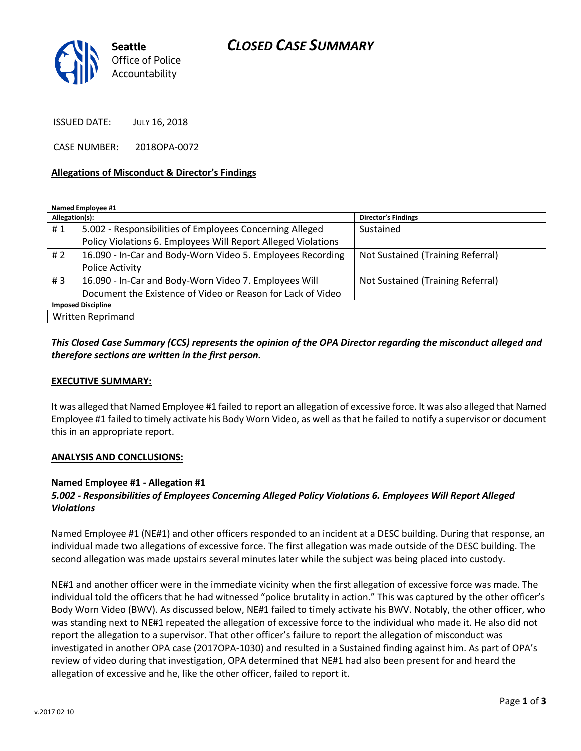**Seattle** Office of Police Accountability

# *CLOSED CASE SUMMARY*

ISSUED DATE: JULY 16, 2018

CASE NUMBER: 2018OPA-0072

## Allegations of Misconduct & Director's Findings

**Named Employee #1**

| Allegation(s): | | Director's Findings |
|---|---|---|
| # 1 | 5.002 - Responsibilities of Employees Concerning Alleged Policy Violations 6. Employees Will Report Alleged Violations | Sustained |
| # 2 | 16.090 - In-Car and Body-Worn Video 5. Employees Recording Police Activity | Not Sustained (Training Referral) |
| # 3 | 16.090 - In-Car and Body-Worn Video 7. Employees Will Document the Existence of Video or Reason for Lack of Video | Not Sustained (Training Referral) |

| Imposed Discipline |
|---|
| Written Reprimand |

***This Closed Case Summary (CCS) represents the opinion of the OPA Director regarding the misconduct alleged and therefore sections are written in the first person.***

## EXECUTIVE SUMMARY:

It was alleged that Named Employee #1 failed to report an allegation of excessive force. It was also alleged that Named Employee #1 failed to timely activate his Body Worn Video, as well as that he failed to notify a supervisor or document this in an appropriate report.

## ANALYSIS AND CONCLUSIONS:

### Named Employee #1 - Allegation #1
***5.002 - Responsibilities of Employees Concerning Alleged Policy Violations 6. Employees Will Report Alleged Violations***

Named Employee #1 (NE#1) and other officers responded to an incident at a DESC building. During that response, an individual made two allegations of excessive force. The first allegation was made outside of the DESC building. The second allegation was made upstairs several minutes later while the subject was being placed into custody.

NE#1 and another officer were in the immediate vicinity when the first allegation of excessive force was made. The individual told the officers that he had witnessed "police brutality in action." This was captured by the other officer's Body Worn Video (BWV). As discussed below, NE#1 failed to timely activate his BWV. Notably, the other officer, who was standing next to NE#1 repeated the allegation of excessive force to the individual who made it. He also did not report the allegation to a supervisor. That other officer's failure to report the allegation of misconduct was investigated in another OPA case (2017OPA-1030) and resulted in a Sustained finding against him. As part of OPA's review of video during that investigation, OPA determined that NE#1 had also been present for and heard the allegation of excessive and he, like the other officer, failed to report it.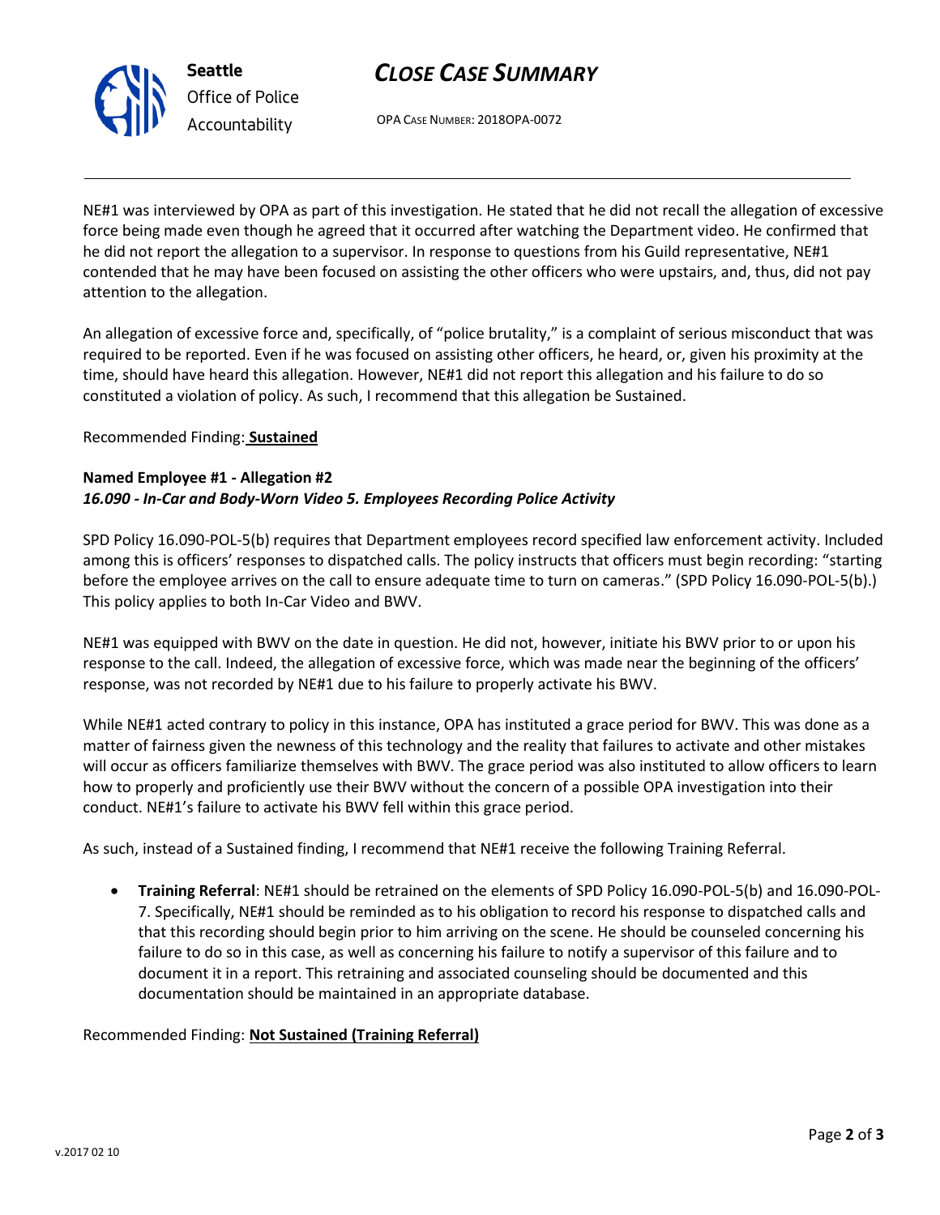NE#1 was interviewed by OPA as part of this investigation. He stated that he did not recall the allegation of excessive force being made even though he agreed that it occurred after watching the Department video. He confirmed that he did not report the allegation to a supervisor. In response to questions from his Guild representative, NE#1 contended that he may have been focused on assisting the other officers who were upstairs, and, thus, did not pay attention to the allegation.

An allegation of excessive force and, specifically, of "police brutality," is a complaint of serious misconduct that was required to be reported. Even if he was focused on assisting other officers, he heard, or, given his proximity at the time, should have heard this allegation. However, NE#1 did not report this allegation and his failure to do so constituted a violation of policy. As such, I recommend that this allegation be Sustained.

Recommended Finding: **Sustained**

**Named Employee #1 - Allegation #2**
***16.090 - In-Car and Body-Worn Video 5. Employees Recording Police Activity***

SPD Policy 16.090-POL-5(b) requires that Department employees record specified law enforcement activity. Included among this is officers' responses to dispatched calls. The policy instructs that officers must begin recording: "starting before the employee arrives on the call to ensure adequate time to turn on cameras." (SPD Policy 16.090-POL-5(b).) This policy applies to both In-Car Video and BWV.

NE#1 was equipped with BWV on the date in question. He did not, however, initiate his BWV prior to or upon his response to the call. Indeed, the allegation of excessive force, which was made near the beginning of the officers' response, was not recorded by NE#1 due to his failure to properly activate his BWV.

While NE#1 acted contrary to policy in this instance, OPA has instituted a grace period for BWV. This was done as a matter of fairness given the newness of this technology and the reality that failures to activate and other mistakes will occur as officers familiarize themselves with BWV. The grace period was also instituted to allow officers to learn how to properly and proficiently use their BWV without the concern of a possible OPA investigation into their conduct. NE#1's failure to activate his BWV fell within this grace period.

As such, instead of a Sustained finding, I recommend that NE#1 receive the following Training Referral.

- **Training Referral**: NE#1 should be retrained on the elements of SPD Policy 16.090-POL-5(b) and 16.090-POL-7. Specifically, NE#1 should be reminded as to his obligation to record his response to dispatched calls and that this recording should begin prior to him arriving on the scene. He should be counseled concerning his failure to do so in this case, as well as concerning his failure to notify a supervisor of this failure and to document it in a report. This retraining and associated counseling should be documented and this documentation should be maintained in an appropriate database.

Recommended Finding: **Not Sustained (Training Referral)**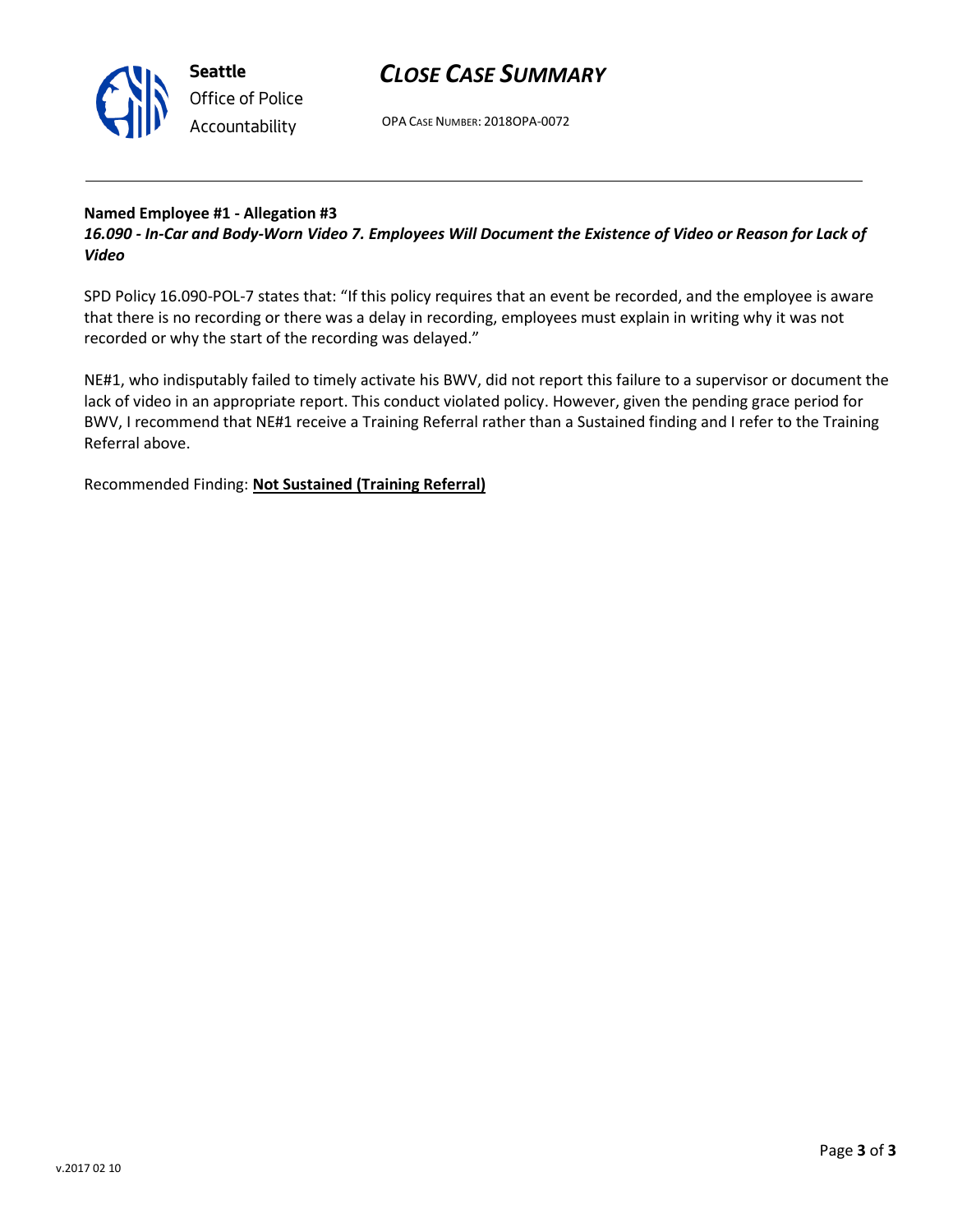**Named Employee #1 - Allegation #3**
***16.090 - In-Car and Body-Worn Video 7. Employees Will Document the Existence of Video or Reason for Lack of Video***

SPD Policy 16.090-POL-7 states that: "If this policy requires that an event be recorded, and the employee is aware that there is no recording or there was a delay in recording, employees must explain in writing why it was not recorded or why the start of the recording was delayed."

NE#1, who indisputably failed to timely activate his BWV, did not report this failure to a supervisor or document the lack of video in an appropriate report. This conduct violated policy. However, given the pending grace period for BWV, I recommend that NE#1 receive a Training Referral rather than a Sustained finding and I refer to the Training Referral above.

Recommended Finding: **Not Sustained (Training Referral)**